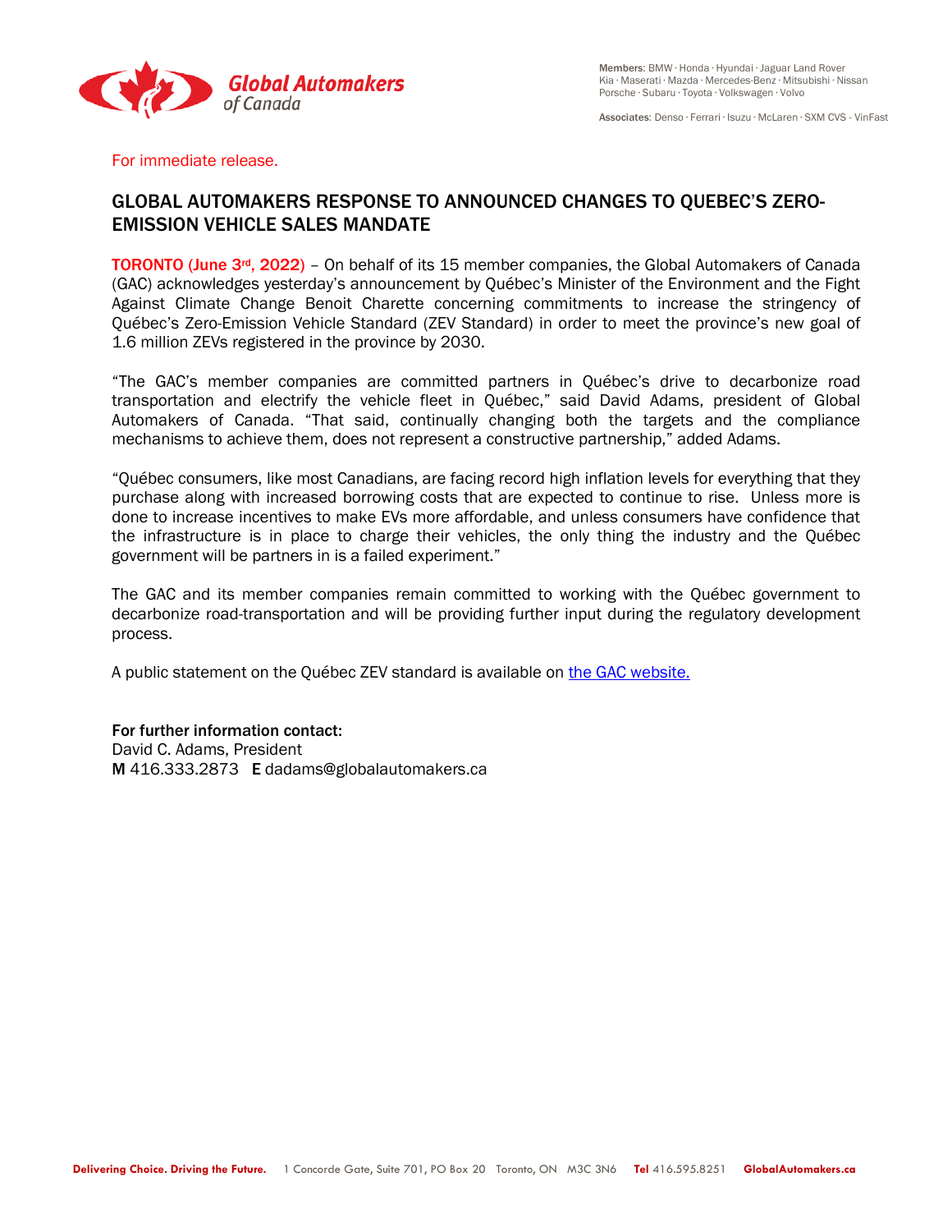Global Automakers of Canada

**Members**: BMW · Honda · Hyundai · Jaguar Land Rover · Kia · Maserati · Mazda · Mercedes-Benz · Mitsubishi · Nissan · Porsche · Subaru · Toyota · Volkswagen · Volvo

**Associates**: Denso · Ferrari · Isuzu · McLaren · SXM CVS - VinFast

For immediate release.

# GLOBAL AUTOMAKERS RESPONSE TO ANNOUNCED CHANGES TO QUEBEC'S ZERO-EMISSION VEHICLE SALES MANDATE

**TORONTO (June 3rd, 2022)** – On behalf of its 15 member companies, the Global Automakers of Canada (GAC) acknowledges yesterday's announcement by Québec's Minister of the Environment and the Fight Against Climate Change Benoit Charette concerning commitments to increase the stringency of Québec's Zero-Emission Vehicle Standard (ZEV Standard) in order to meet the province's new goal of 1.6 million ZEVs registered in the province by 2030.

"The GAC's member companies are committed partners in Québec's drive to decarbonize road transportation and electrify the vehicle fleet in Québec," said David Adams, president of Global Automakers of Canada. "That said, continually changing both the targets and the compliance mechanisms to achieve them, does not represent a constructive partnership," added Adams.

"Québec consumers, like most Canadians, are facing record high inflation levels for everything that they purchase along with increased borrowing costs that are expected to continue to rise. Unless more is done to increase incentives to make EVs more affordable, and unless consumers have confidence that the infrastructure is in place to charge their vehicles, the only thing the industry and the Québec government will be partners in is a failed experiment."

The GAC and its member companies remain committed to working with the Québec government to decarbonize road-transportation and will be providing further input during the regulatory development process.

A public statement on the Québec ZEV standard is available on the GAC website.

**For further information contact:**
David C. Adams, President
**M** 416.333.2873 **E** dadams@globalautomakers.ca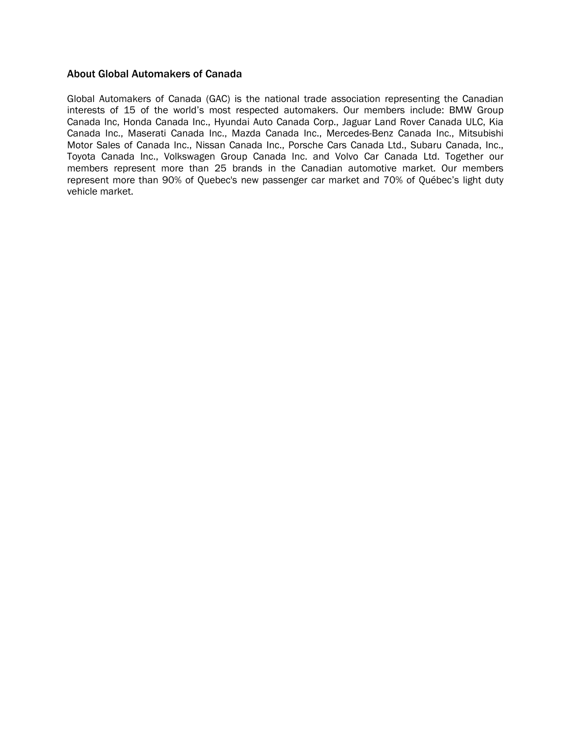## About Global Automakers of Canada

Global Automakers of Canada (GAC) is the national trade association representing the Canadian interests of 15 of the world's most respected automakers. Our members include: BMW Group Canada Inc, Honda Canada Inc., Hyundai Auto Canada Corp., Jaguar Land Rover Canada ULC, Kia Canada Inc., Maserati Canada Inc., Mazda Canada Inc., Mercedes-Benz Canada Inc., Mitsubishi Motor Sales of Canada Inc., Nissan Canada Inc., Porsche Cars Canada Ltd., Subaru Canada, Inc., Toyota Canada Inc., Volkswagen Group Canada Inc. and Volvo Car Canada Ltd. Together our members represent more than 25 brands in the Canadian automotive market. Our members represent more than 90% of Quebec's new passenger car market and 70% of Québec's light duty vehicle market.